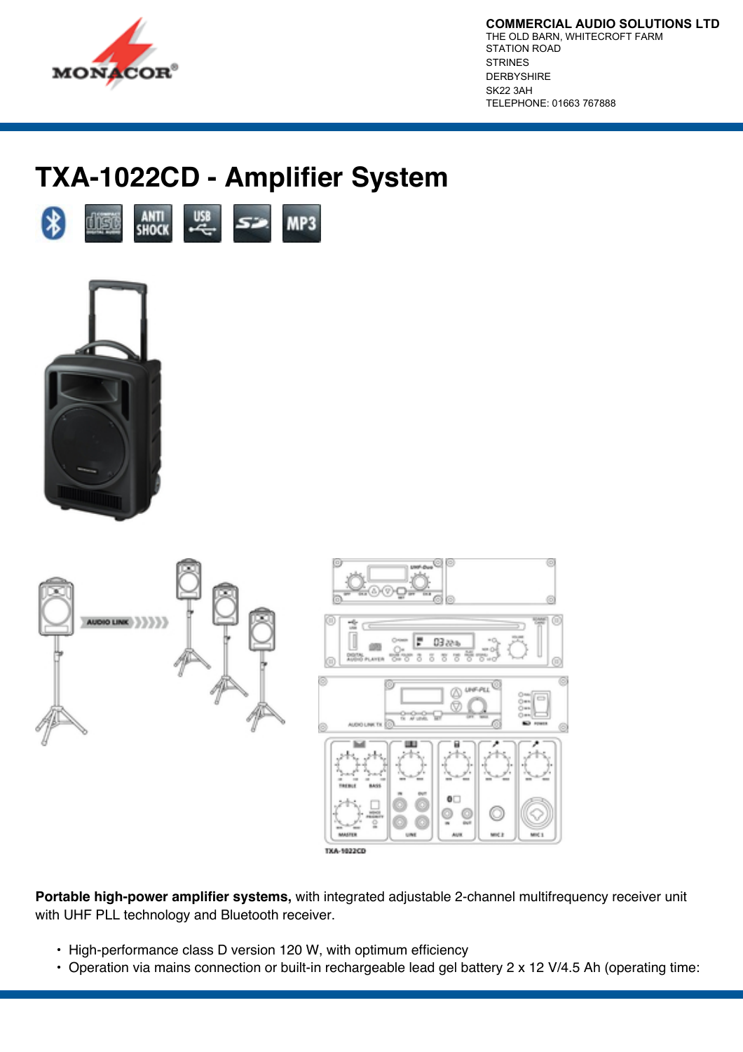**COMMERCIAL AUDIO SOLUTIONS LTD**
THE OLD BARN, WHITECROFT FARM
STATION ROAD
STRINES
DERBYSHIRE
SK22 3AH
TELEPHONE: 01663 767888

# TXA-1022CD - Amplifier System

**Portable high-power amplifier systems,** with integrated adjustable 2-channel multifrequency receiver unit with UHF PLL technology and Bluetooth receiver.

- High-performance class D version 120 W, with optimum efficiency
- Operation via mains connection or built-in rechargeable lead gel battery 2 x 12 V/4.5 Ah (operating time: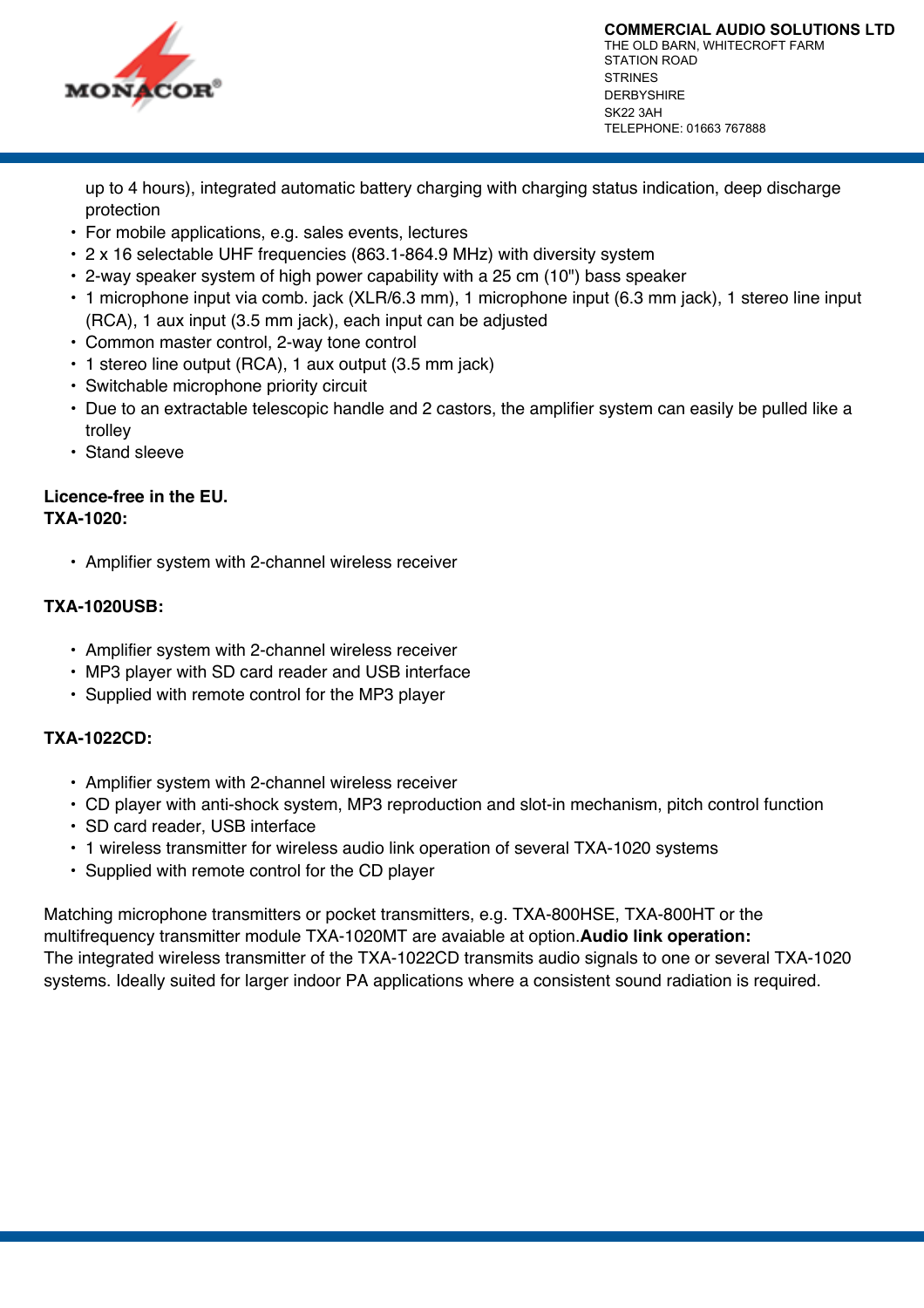up to 4 hours), integrated automatic battery charging with charging status indication, deep discharge protection
- For mobile applications, e.g. sales events, lectures
- 2 x 16 selectable UHF frequencies (863.1-864.9 MHz) with diversity system
- 2-way speaker system of high power capability with a 25 cm (10") bass speaker
- 1 microphone input via comb. jack (XLR/6.3 mm), 1 microphone input (6.3 mm jack), 1 stereo line input (RCA), 1 aux input (3.5 mm jack), each input can be adjusted
- Common master control, 2-way tone control
- 1 stereo line output (RCA), 1 aux output (3.5 mm jack)
- Switchable microphone priority circuit
- Due to an extractable telescopic handle and 2 castors, the amplifier system can easily be pulled like a trolley
- Stand sleeve

**Licence-free in the EU.**
**TXA-1020:**

- Amplifier system with 2-channel wireless receiver

**TXA-1020USB:**

- Amplifier system with 2-channel wireless receiver
- MP3 player with SD card reader and USB interface
- Supplied with remote control for the MP3 player

**TXA-1022CD:**

- Amplifier system with 2-channel wireless receiver
- CD player with anti-shock system, MP3 reproduction and slot-in mechanism, pitch control function
- SD card reader, USB interface
- 1 wireless transmitter for wireless audio link operation of several TXA-1020 systems
- Supplied with remote control for the CD player

Matching microphone transmitters or pocket transmitters, e.g. TXA-800HSE, TXA-800HT or the multifrequency transmitter module TXA-1020MT are avaiable at option.**Audio link operation:**
The integrated wireless transmitter of the TXA-1022CD transmits audio signals to one or several TXA-1020 systems. Ideally suited for larger indoor PA applications where a consistent sound radiation is required.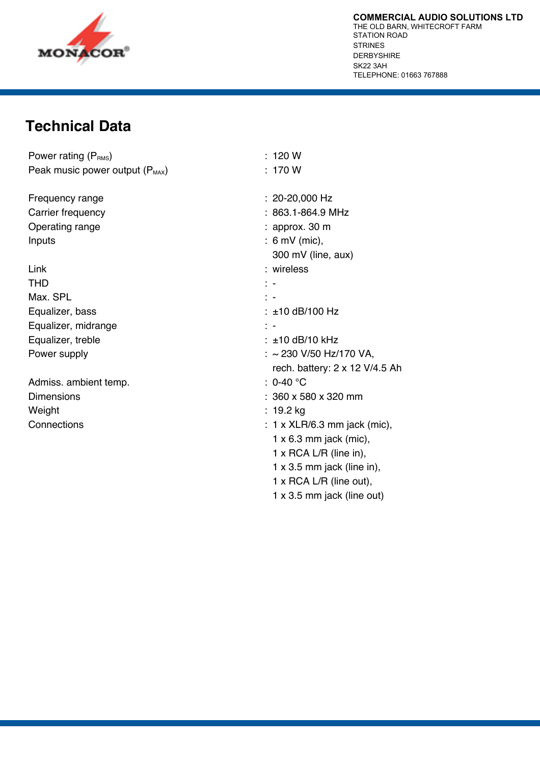COMMERCIAL AUDIO SOLUTIONS LTD
THE OLD BARN, WHITECROFT FARM
STATION ROAD
STRINES
DERBYSHIRE
SK22 3AH
TELEPHONE: 01663 767888

# Technical Data

| | |
|---|---|
| Power rating ($P_{RMS}$) | : 120 W |
| Peak music power output ($P_{MAX}$) | : 170 W |
| Frequency range | : 20-20,000 Hz |
| Carrier frequency | : 863.1-864.9 MHz |
| Operating range | : approx. 30 m |
| Inputs | : 6 mV (mic), 300 mV (line, aux) |
| Link | : wireless |
| THD | : - |
| Max. SPL | : - |
| Equalizer, bass | : ±10 dB/100 Hz |
| Equalizer, midrange | : - |
| Equalizer, treble | : ±10 dB/10 kHz |
| Power supply | : ~ 230 V/50 Hz/170 VA, rech. battery: 2 x 12 V/4.5 Ah |
| Admiss. ambient temp. | : 0-40 °C |
| Dimensions | : 360 x 580 x 320 mm |
| Weight | : 19.2 kg |
| Connections | : 1 x XLR/6.3 mm jack (mic), 1 x 6.3 mm jack (mic), 1 x RCA L/R (line in), 1 x 3.5 mm jack (line in), 1 x RCA L/R (line out), 1 x 3.5 mm jack (line out) |